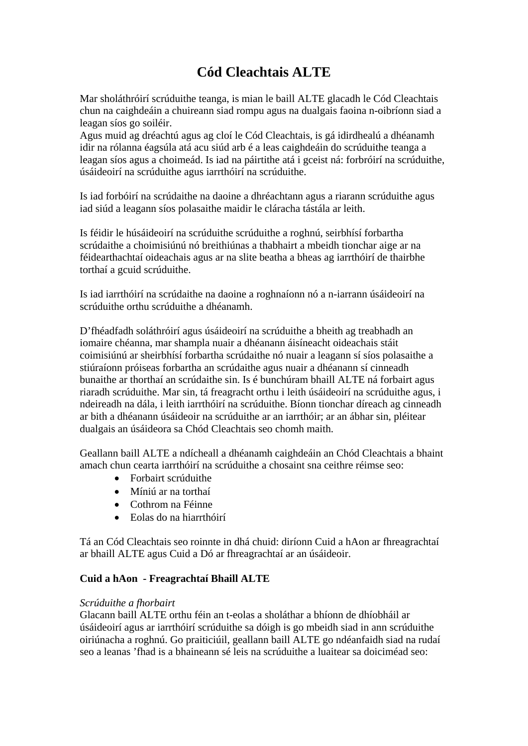# Cód Cleachtais ALTE

Mar sholáthróirí scrúduithe teanga, is mian le baill ALTE glacadh le Cód Cleachtais chun na caighdeáin a chuireann siad rompu agus na dualgais faoina n-oibríonn siad a leagan síos go soiléir.
Agus muid ag dréachtú agus ag cloí le Cód Cleachtais, is gá idirdhealú a dhéanamh idir na rólanna éagsúla atá acu siúd arb é a leas caighdeáin do scrúduithe teanga a leagan síos agus a choimeád. Is iad na páirtithe atá i gceist ná: forbróirí na scrúduithe, úsáideoirí na scrúduithe agus iarrthóirí na scrúduithe.

Is iad forbóirí na scrúdaithe na daoine a dhréachtann agus a riarann scrúduithe agus iad siúd a leagann síos polasaithe maidir le cláracha tástála ar leith.

Is féidir le húsáideoirí na scrúduithe scrúduithe a roghnú, seirbhísí forbartha scrúdaithe a choimisiúnú nó breithiúnas a thabhairt a mbeidh tionchar aige ar na féidearthachtaí oideachais agus ar na slite beatha a bheas ag iarrthóirí de thairbhe torthaí a gcuid scrúduithe.

Is iad iarrthóirí na scrúdaithe na daoine a roghnaíonn nó a n-iarrann úsáideoirí na scrúduithe orthu scrúduithe a dhéanamh.

D'fhéadfadh soláthróirí agus úsáideoirí na scrúduithe a bheith ag treabhadh an iomaire chéanna, mar shampla nuair a dhéanann áisíneacht oideachais stáit coimisiúnú ar sheirbhísí forbartha scrúdaithe nó nuair a leagann sí síos polasaithe a stiúraíonn próiseas forbartha an scrúdaithe agus nuair a dhéanann sí cinneadh bunaithe ar thorthaí an scrúdaithe sin. Is é bunchúram bhaill ALTE ná forbairt agus riaradh scrúduithe. Mar sin, tá freagracht orthu i leith úsáideoirí na scrúduithe agus, i ndeireadh na dála, i leith iarrthóirí na scrúduithe. Bíonn tionchar díreach ag cinneadh ar bith a dhéanann úsáideoir na scrúduithe ar an iarrthóir; ar an ábhar sin, pléitear dualgais an úsáideora sa Chód Cleachtais seo chomh maith.

Geallann baill ALTE a ndícheall a dhéanamh caighdeáin an Chód Cleachtais a bhaint amach chun cearta iarrthóirí na scrúduithe a chosaint sna ceithre réimse seo:

- Forbairt scrúduithe
- Míniú ar na torthaí
- Cothrom na Féinne
- Eolas do na hiarrthóirí

Tá an Cód Cleachtais seo roinnte in dhá chuid: diríonn Cuid a hAon ar fhreagrachtaí ar bhaill ALTE agus Cuid a Dó ar fhreagrachtaí ar an úsáideoir.

**Cuid a hAon - Freagrachtaí Bhaill ALTE**

*Scrúduithe a fhorbairt*
Glacann baill ALTE orthu féin an t-eolas a sholáthar a bhíonn de dhíobháil ar úsáideoirí agus ar iarrthóirí scrúduithe sa dóigh is go mbeidh siad in ann scrúduithe oiriúnacha a roghnú. Go praiticiúil, geallann baill ALTE go ndéanfaidh siad na rudaí seo a leanas 'fhad is a bhaineann sé leis na scrúduithe a luaitear sa doiciméad seo: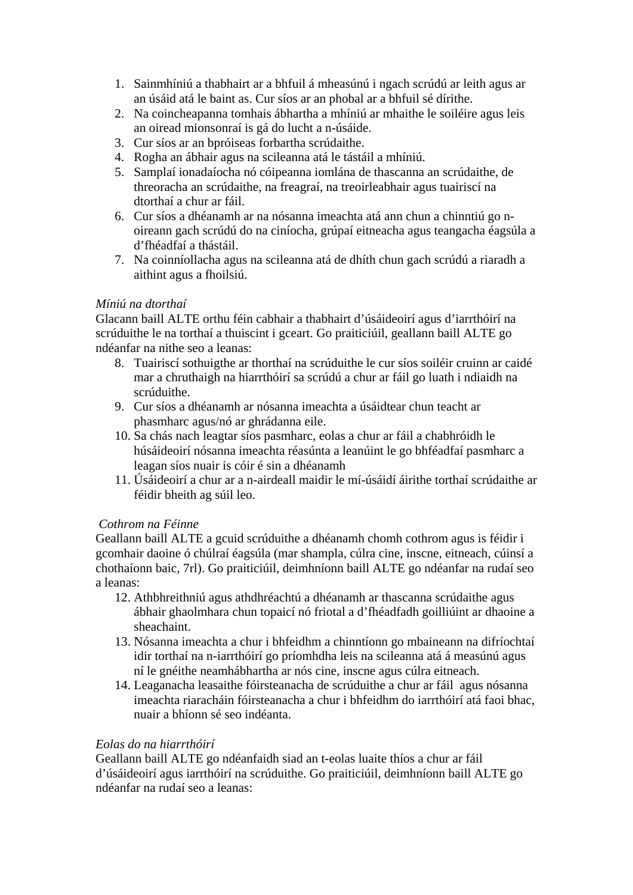1. Sainmhíniú a thabhairt ar a bhfuil á mheasúnú i ngach scrúdú ar leith agus ar an úsáid atá le baint as. Cur síos ar an phobal ar a bhfuil sé dírithe.
2. Na coincheapanna tomhais ábhartha a mhíniú ar mhaithe le soiléire agus leis an oiread mionsonraí is gá do lucht a n-úsáide.
3. Cur síos ar an bpróiseas forbartha scrúdaithe.
4. Rogha an ábhair agus na scileanna atá le tástáil a mhíniú.
5. Samplaí ionadaíocha nó cóipeanna iomlána de thascanna an scrúdaithe, de threoracha an scrúdaithe, na freagraí, na treoirleabhair agus tuairiscí na dtorthaí a chur ar fáil.
6. Cur síos a dhéanamh ar na nósanna imeachta atá ann chun a chinntiú go n-oireann gach scrúdú do na ciníocha, grúpaí eitneacha agus teangacha éagsúla a d'fhéadfaí a thástáil.
7. Na coinníollacha agus na scileanna atá de dhíth chun gach scrúdú a riaradh a aithint agus a fhoilsiú.

*Míniú na dtorthaí*

Glacann baill ALTE orthu féin cabhair a thabhairt d'úsáideoirí agus d'iarrthóirí na scrúduithe le na torthaí a thuiscint i gceart. Go praiticiúil, geallann baill ALTE go ndéanfar na nithe seo a leanas:

8. Tuairiscí sothuigthe ar thorthaí na scrúduithe le cur síos soiléir cruinn ar caidé mar a chruthaigh na hiarrthóirí sa scrúdú a chur ar fáil go luath i ndiaidh na scrúduithe.
9. Cur síos a dhéanamh ar nósanna imeachta a úsáidtear chun teacht ar phasmharc agus/nó ar ghrádanna eile.
10. Sa chás nach leagtar síos pasmharc, eolas a chur ar fáil a chabhróidh le húsáideoirí nósanna imeachta réasúnta a leanúint le go bhféadfaí pasmharc a leagan síos nuair is cóir é sin a dhéanamh
11. Úsáideoirí a chur ar a n-airdeall maidir le mí-úsáidí áirithe torthaí scrúdaithe ar féidir bheith ag súil leo.

*Cothrom na Féinne*

Geallann baill ALTE a gcuid scrúduithe a dhéanamh chomh cothrom agus is féidir i gcomhair daoine ó chúlraí éagsúla (mar shampla, cúlra cine, inscne, eitneach, cúinsí a chothaíonn baic, 7rl). Go praiticiúil, deimhníonn baill ALTE go ndéanfar na rudaí seo a leanas:

12. Athbhreithniú agus athdhréachtú a dhéanamh ar thascanna scrúdaithe agus ábhair ghaolmhara chun topaicí nó friotal a d'fhéadfadh goilliúint ar dhaoine a sheachaint.
13. Nósanna imeachta a chur i bhfeidhm a chinntíonn go mbaineann na difríochtaí idir torthaí na n-iarrthóirí go príomhdha leis na scileanna atá á measúnú agus ní le gnéithe neamhábhartha ar nós cine, inscne agus cúlra eitneach.
14. Leaganacha leasaithe fóirsteanacha de scrúduithe a chur ar fáil agus nósanna imeachta riaracháin fóirsteanacha a chur i bhfeidhm do iarrthóirí atá faoi bhac, nuair a bhíonn sé seo indéanta.

*Eolas do na hiarrthóirí*

Geallann baill ALTE go ndéanfaidh siad an t-eolas luaite thíos a chur ar fáil d'úsáideoirí agus iarrthóirí na scrúduithe. Go praiticiúil, deimhníonn baill ALTE go ndéanfar na rudaí seo a leanas: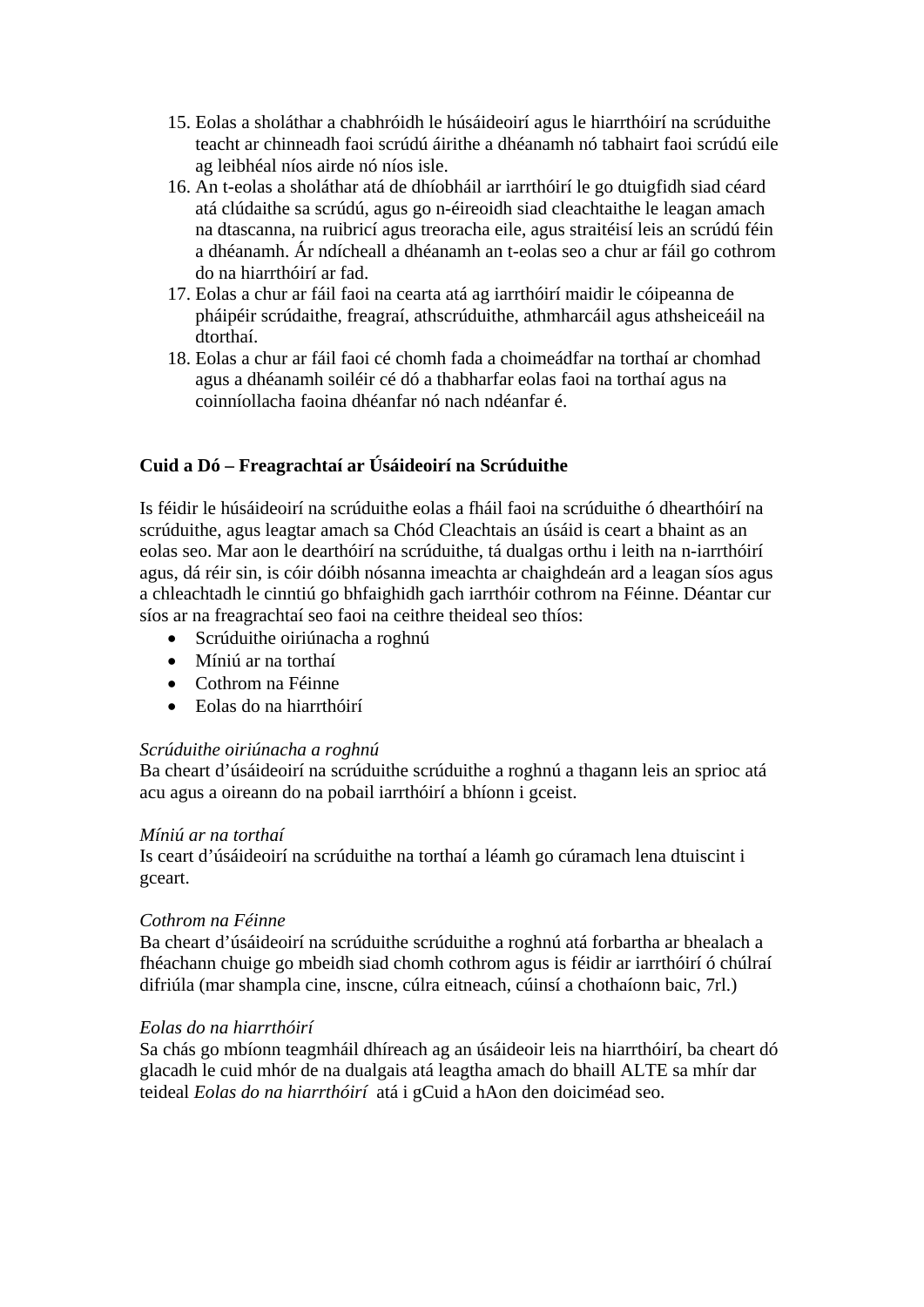15. Eolas a sholáthar a chabhróidh le húsáideoirí agus le hiarrthóirí na scrúduithe teacht ar chinneadh faoi scrúdú áirithe a dhéanamh nó tabhairt faoi scrúdú eile ag leibhéal níos airde nó níos isle.
16. An t-eolas a sholáthar atá de dhíobháil ar iarrthóirí le go dtuigfidh siad céard atá clúdaithe sa scrúdú, agus go n-éireoidh siad cleachtaithe le leagan amach na dtascanna, na ruibricí agus treoracha eile, agus straitéisí leis an scrúdú féin a dhéanamh. Ár ndícheall a dhéanamh an t-eolas seo a chur ar fáil go cothrom do na hiarrthóirí ar fad.
17. Eolas a chur ar fáil faoi na cearta atá ag iarrthóirí maidir le cóipeanna de pháipéir scrúdaithe, freagraí, athscrúduithe, athmharcáil agus athsheiceáil na dtorthaí.
18. Eolas a chur ar fáil faoi cé chomh fada a choimeádfar na torthaí ar chomhad agus a dhéanamh soiléir cé dó a thabharfar eolas faoi na torthaí agus na coinníollacha faoina dhéanfar nó nach ndéanfar é.

**Cuid a Dó – Freagrachtaí ar Úsáideoirí na Scrúduithe**

Is féidir le húsáideoirí na scrúduithe eolas a fháil faoi na scrúduithe ó dhearthóirí na scrúduithe, agus leagtar amach sa Chód Cleachtais an úsáid is ceart a bhaint as an eolas seo. Mar aon le dearthóirí na scrúduithe, tá dualgas orthu i leith na n-iarrthóirí agus, dá réir sin, is cóir dóibh nósanna imeachta ar chaighdeán ard a leagan síos agus a chleachtadh le cinntiú go bhfaighidh gach iarrthóir cothrom na Féinne. Déantar cur síos ar na freagrachtaí seo faoi na ceithre theideal seo thíos:

- Scrúduithe oiriúnacha a roghnú
- Míniú ar na torthaí
- Cothrom na Féinne
- Eolas do na hiarrthóirí

*Scrúduithe oiriúnacha a roghnú*
Ba cheart d'úsáideoirí na scrúduithe scrúduithe a roghnú a thagann leis an sprioc atá acu agus a oireann do na pobail iarrthóirí a bhíonn i gceist.

*Míniú ar na torthaí*
Is ceart d'úsáideoirí na scrúduithe na torthaí a léamh go cúramach lena dtuiscint i gceart.

*Cothrom na Féinne*
Ba cheart d'úsáideoirí na scrúduithe scrúduithe a roghnú atá forbartha ar bhealach a fhéachann chuige go mbeidh siad chomh cothrom agus is féidir ar iarrthóirí ó chúlraí difriúla (mar shampla cine, inscne, cúlra eitneach, cúinsí a chothaíonn baic, 7rl.)

*Eolas do na hiarrthóirí*
Sa chás go mbíonn teagmháil dhíreach ag an úsáideoir leis na hiarrthóirí, ba cheart dó glacadh le cuid mhór de na dualgais atá leagtha amach do bhaill ALTE sa mhír dar teideal *Eolas do na hiarrthóirí* atá i gCuid a hAon den doiciméad seo.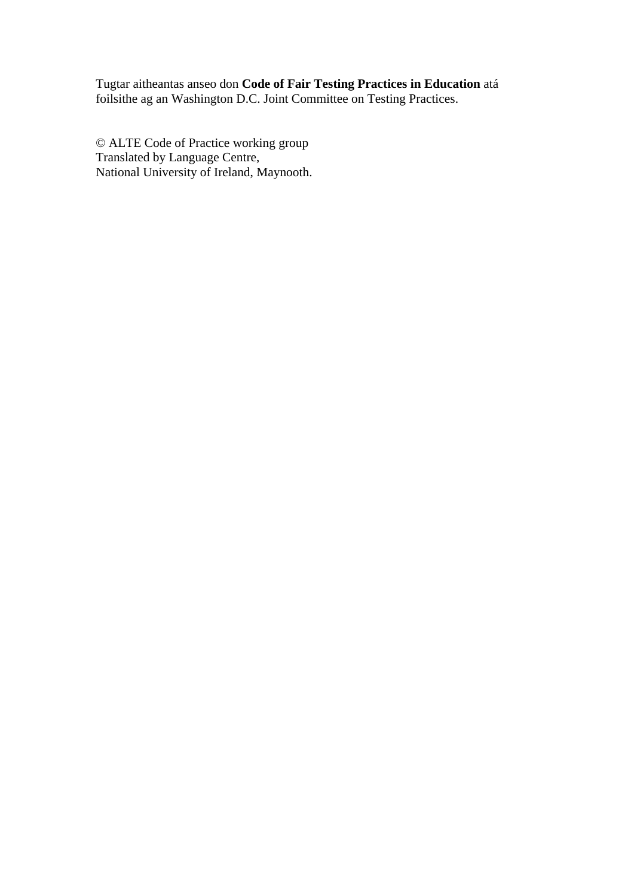Tugtar aitheantas anseo don **Code of Fair Testing Practices in Education** atá foilsithe ag an Washington D.C. Joint Committee on Testing Practices.

© ALTE Code of Practice working group
Translated by Language Centre,
National University of Ireland, Maynooth.